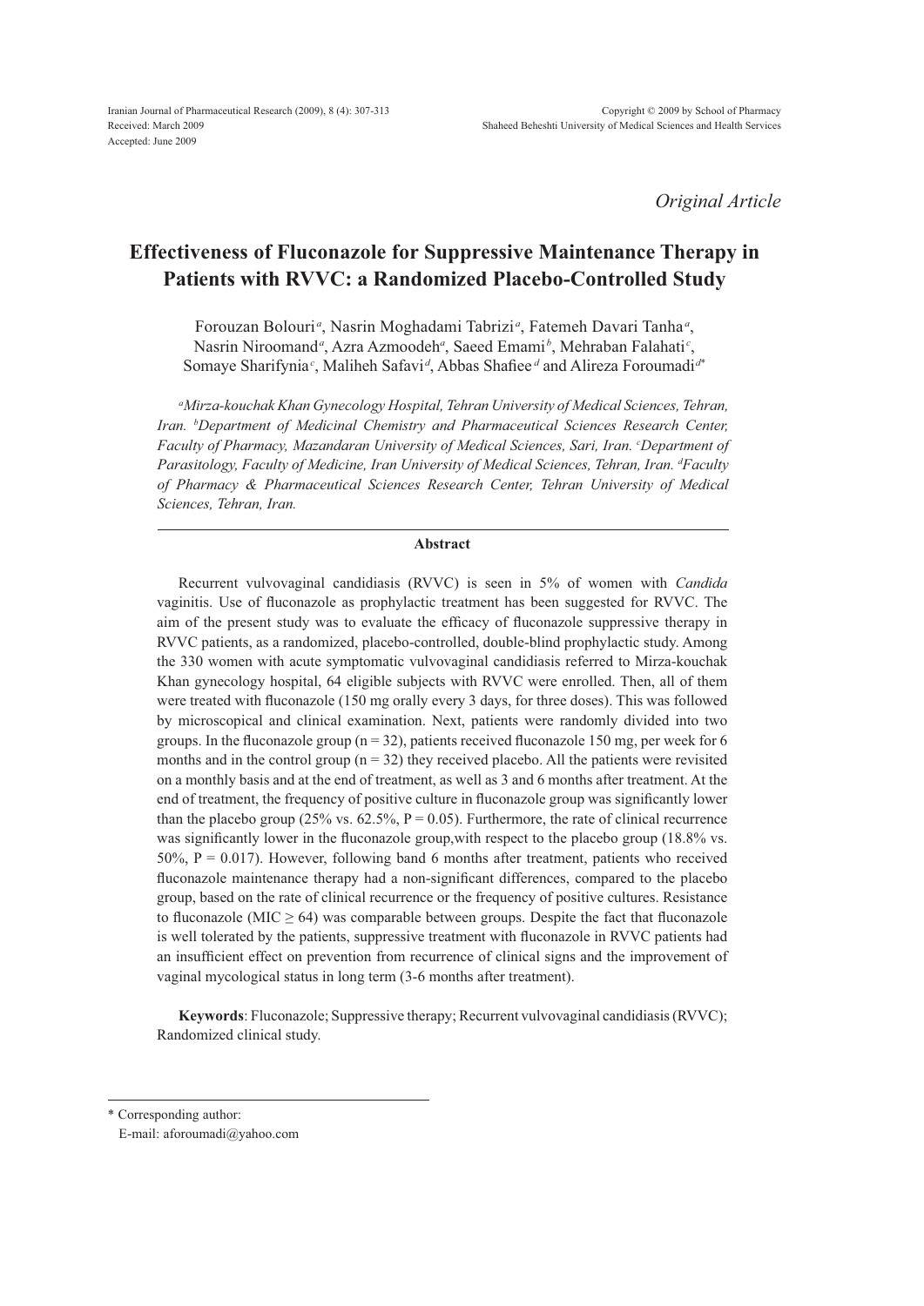*Original Article*

# Effectiveness of Fluconazole for Suppressive Maintenance Therapy in Patients with RVVC: a Randomized Placebo-Controlled Study

Forouzan Bolouri[a], Nasrin Moghadami Tabrizi[a], Fatemeh Davari Tanha[a], Nasrin Niroomand[a], Azra Azmoodeh[a], Saeed Emami[b], Mehraban Falahati[c], Somaye Sharifynia[c], Maliheh Safavi[d], Abbas Shafiee[d] and Alireza Foroumadi[d*]

*[a]Mirza-kouchak Khan Gynecology Hospital, Tehran University of Medical Sciences, Tehran, Iran. [b]Department of Medicinal Chemistry and Pharmaceutical Sciences Research Center, Faculty of Pharmacy, Mazandaran University of Medical Sciences, Sari, Iran. [c]Department of Parasitology, Faculty of Medicine, Iran University of Medical Sciences, Tehran, Iran. [d]Faculty of Pharmacy & Pharmaceutical Sciences Research Center, Tehran University of Medical Sciences, Tehran, Iran.*

## Abstract

Recurrent vulvovaginal candidiasis (RVVC) is seen in 5% of women with *Candida* vaginitis. Use of fluconazole as prophylactic treatment has been suggested for RVVC. The aim of the present study was to evaluate the efficacy of fluconazole suppressive therapy in RVVC patients, as a randomized, placebo-controlled, double-blind prophylactic study. Among the 330 women with acute symptomatic vulvovaginal candidiasis referred to Mirza-kouchak Khan gynecology hospital, 64 eligible subjects with RVVC were enrolled. Then, all of them were treated with fluconazole (150 mg orally every 3 days, for three doses). This was followed by microscopical and clinical examination. Next, patients were randomly divided into two groups. In the fluconazole group ($n = 32$), patients received fluconazole 150 mg, per week for 6 months and in the control group ($n = 32$) they received placebo. All the patients were revisited on a monthly basis and at the end of treatment, as well as 3 and 6 months after treatment. At the end of treatment, the frequency of positive culture in fluconazole group was significantly lower than the placebo group (25% vs. 62.5%, $P = 0.05$). Furthermore, the rate of clinical recurrence was significantly lower in the fluconazole group,with respect to the placebo group (18.8% vs. 50%, $P = 0.017$). However, following band 6 months after treatment, patients who received fluconazole maintenance therapy had a non-significant differences, compared to the placebo group, based on the rate of clinical recurrence or the frequency of positive cultures. Resistance to fluconazole ($MIC \geq 64$) was comparable between groups. Despite the fact that fluconazole is well tolerated by the patients, suppressive treatment with fluconazole in RVVC patients had an insufficient effect on prevention from recurrence of clinical signs and the improvement of vaginal mycological status in long term (3-6 months after treatment).

**Keywords**: Fluconazole; Suppressive therapy; Recurrent vulvovaginal candidiasis (RVVC); Randomized clinical study.

---

* Corresponding author:
E-mail: aforoumadi@yahoo.com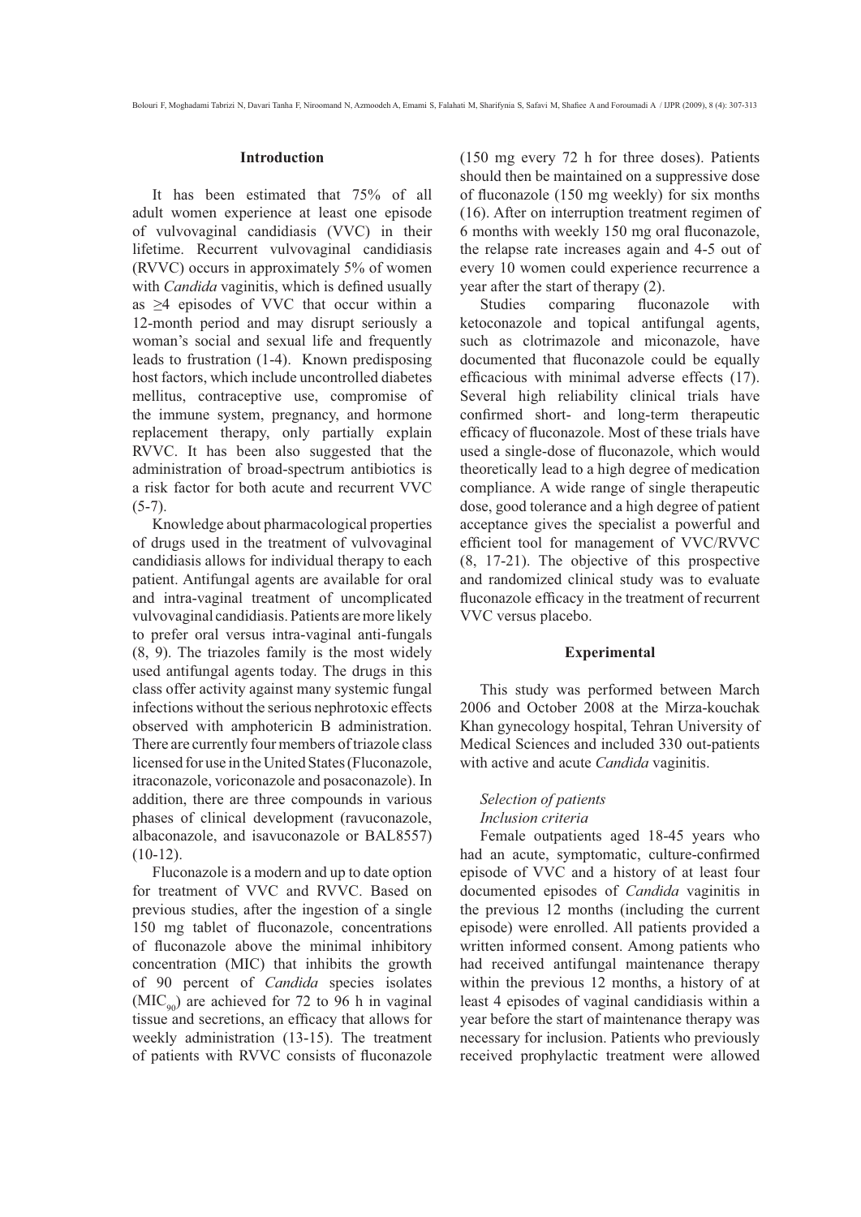## Introduction

It has been estimated that 75% of all adult women experience at least one episode of vulvovaginal candidiasis (VVC) in their lifetime. Recurrent vulvovaginal candidiasis (RVVC) occurs in approximately 5% of women with *Candida* vaginitis, which is defined usually as ≥4 episodes of VVC that occur within a 12-month period and may disrupt seriously a woman's social and sexual life and frequently leads to frustration (1-4). Known predisposing host factors, which include uncontrolled diabetes mellitus, contraceptive use, compromise of the immune system, pregnancy, and hormone replacement therapy, only partially explain RVVC. It has been also suggested that the administration of broad-spectrum antibiotics is a risk factor for both acute and recurrent VVC (5-7).

Knowledge about pharmacological properties of drugs used in the treatment of vulvovaginal candidiasis allows for individual therapy to each patient. Antifungal agents are available for oral and intra-vaginal treatment of uncomplicated vulvovaginal candidiasis. Patients are more likely to prefer oral versus intra-vaginal anti-fungals (8, 9). The triazoles family is the most widely used antifungal agents today. The drugs in this class offer activity against many systemic fungal infections without the serious nephrotoxic effects observed with amphotericin B administration. There are currently four members of triazole class licensed for use in the United States (Fluconazole, itraconazole, voriconazole and posaconazole). In addition, there are three compounds in various phases of clinical development (ravuconazole, albaconazole, and isavuconazole or BAL8557) (10-12).

Fluconazole is a modern and up to date option for treatment of VVC and RVVC. Based on previous studies, after the ingestion of a single 150 mg tablet of fluconazole, concentrations of fluconazole above the minimal inhibitory concentration (MIC) that inhibits the growth of 90 percent of *Candida* species isolates ($MIC_{90}$) are achieved for 72 to 96 h in vaginal tissue and secretions, an efficacy that allows for weekly administration (13-15). The treatment of patients with RVVC consists of fluconazole (150 mg every 72 h for three doses). Patients should then be maintained on a suppressive dose of fluconazole (150 mg weekly) for six months (16). After on interruption treatment regimen of 6 months with weekly 150 mg oral fluconazole, the relapse rate increases again and 4-5 out of every 10 women could experience recurrence a year after the start of therapy (2).

Studies comparing fluconazole with ketoconazole and topical antifungal agents, such as clotrimazole and miconazole, have documented that fluconazole could be equally efficacious with minimal adverse effects (17). Several high reliability clinical trials have confirmed short- and long-term therapeutic efficacy of fluconazole. Most of these trials have used a single-dose of fluconazole, which would theoretically lead to a high degree of medication compliance. A wide range of single therapeutic dose, good tolerance and a high degree of patient acceptance gives the specialist a powerful and efficient tool for management of VVC/RVVC (8, 17-21). The objective of this prospective and randomized clinical study was to evaluate fluconazole efficacy in the treatment of recurrent VVC versus placebo.

## Experimental

This study was performed between March 2006 and October 2008 at the Mirza-kouchak Khan gynecology hospital, Tehran University of Medical Sciences and included 330 out-patients with active and acute *Candida* vaginitis.

### *Selection of patients*

#### *Inclusion criteria*

Female outpatients aged 18-45 years who had an acute, symptomatic, culture-confirmed episode of VVC and a history of at least four documented episodes of *Candida* vaginitis in the previous 12 months (including the current episode) were enrolled. All patients provided a written informed consent. Among patients who had received antifungal maintenance therapy within the previous 12 months, a history of at least 4 episodes of vaginal candidiasis within a year before the start of maintenance therapy was necessary for inclusion. Patients who previously received prophylactic treatment were allowed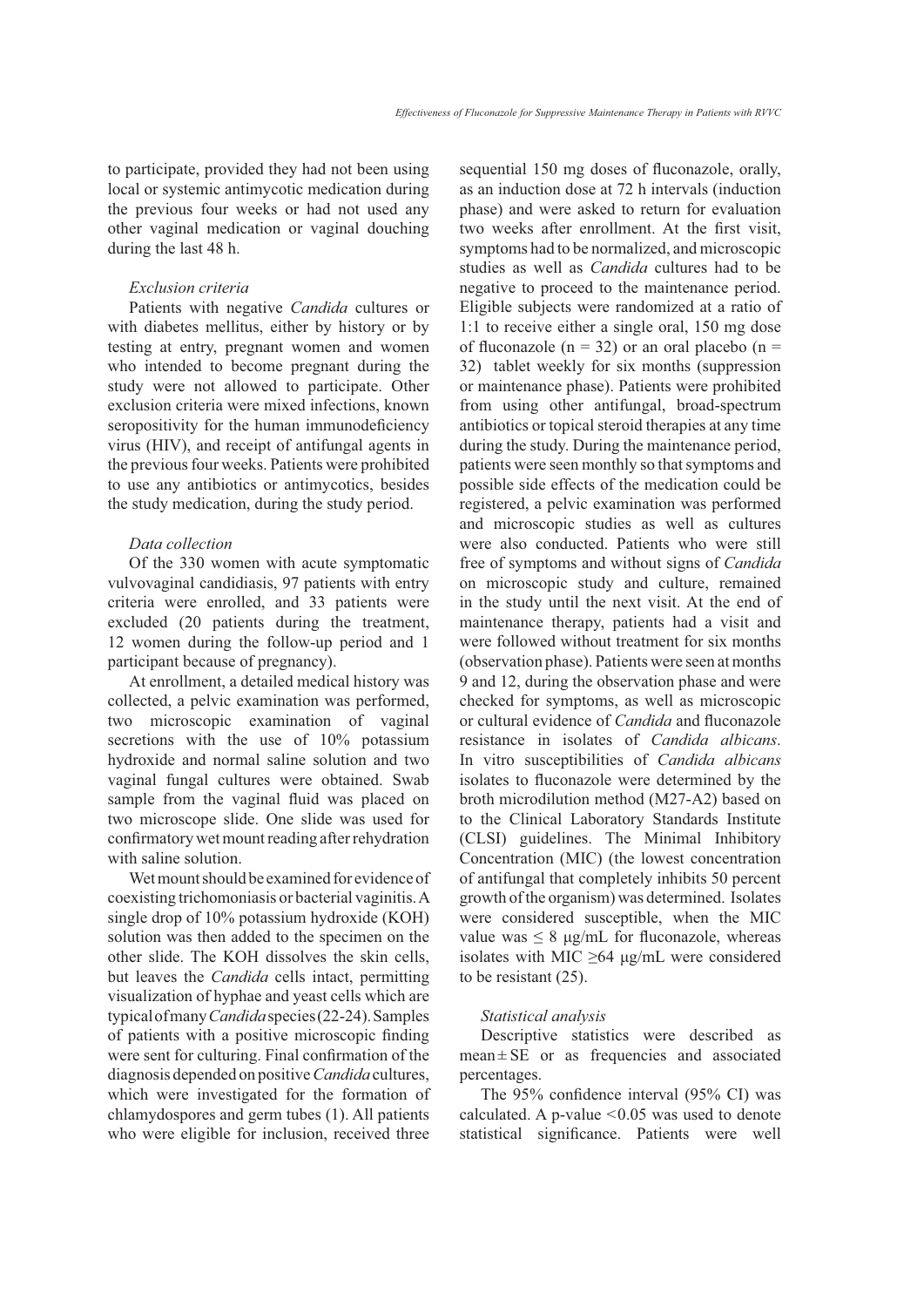to participate, provided they had not been using local or systemic antimycotic medication during the previous four weeks or had not used any other vaginal medication or vaginal douching during the last 48 h.

### *Exclusion criteria*

Patients with negative *Candida* cultures or with diabetes mellitus, either by history or by testing at entry, pregnant women and women who intended to become pregnant during the study were not allowed to participate. Other exclusion criteria were mixed infections, known seropositivity for the human immunodeficiency virus (HIV), and receipt of antifungal agents in the previous four weeks. Patients were prohibited to use any antibiotics or antimycotics, besides the study medication, during the study period.

### *Data collection*

Of the 330 women with acute symptomatic vulvovaginal candidiasis, 97 patients with entry criteria were enrolled, and 33 patients were excluded (20 patients during the treatment, 12 women during the follow-up period and 1 participant because of pregnancy).

At enrollment, a detailed medical history was collected, a pelvic examination was performed, two microscopic examination of vaginal secretions with the use of 10% potassium hydroxide and normal saline solution and two vaginal fungal cultures were obtained. Swab sample from the vaginal fluid was placed on two microscope slide. One slide was used for confirmatory wet mount reading after rehydration with saline solution.

Wet mount should be examined for evidence of coexisting trichomoniasis or bacterial vaginitis. A single drop of 10% potassium hydroxide (KOH) solution was then added to the specimen on the other slide. The KOH dissolves the skin cells, but leaves the *Candida* cells intact, permitting visualization of hyphae and yeast cells which are typical of many *Candida* species (22-24). Samples of patients with a positive microscopic finding were sent for culturing. Final confirmation of the diagnosis depended on positive *Candida* cultures, which were investigated for the formation of chlamydospores and germ tubes (1). All patients who were eligible for inclusion, received three sequential 150 mg doses of fluconazole, orally, as an induction dose at 72 h intervals (induction phase) and were asked to return for evaluation two weeks after enrollment. At the first visit, symptoms had to be normalized, and microscopic studies as well as *Candida* cultures had to be negative to proceed to the maintenance period. Eligible subjects were randomized at a ratio of 1:1 to receive either a single oral, 150 mg dose of fluconazole (n = 32) or an oral placebo (n = 32) tablet weekly for six months (suppression or maintenance phase). Patients were prohibited from using other antifungal, broad-spectrum antibiotics or topical steroid therapies at any time during the study. During the maintenance period, patients were seen monthly so that symptoms and possible side effects of the medication could be registered, a pelvic examination was performed and microscopic studies as well as cultures were also conducted. Patients who were still free of symptoms and without signs of *Candida* on microscopic study and culture, remained in the study until the next visit. At the end of maintenance therapy, patients had a visit and were followed without treatment for six months (observation phase). Patients were seen at months 9 and 12, during the observation phase and were checked for symptoms, as well as microscopic or cultural evidence of *Candida* and fluconazole resistance in isolates of *Candida albicans*. In vitro susceptibilities of *Candida albicans* isolates to fluconazole were determined by the broth microdilution method (M27-A2) based on to the Clinical Laboratory Standards Institute (CLSI) guidelines. The Minimal Inhibitory Concentration (MIC) (the lowest concentration of antifungal that completely inhibits 50 percent growth of the organism) was determined. Isolates were considered susceptible, when the MIC value was ≤ 8 μg/mL for fluconazole, whereas isolates with MIC ≥64 μg/mL were considered to be resistant (25).

### *Statistical analysis*

Descriptive statistics were described as mean ± SE or as frequencies and associated percentages.

The 95% confidence interval (95% CI) was calculated. A p-value $<0.05$ was used to denote statistical significance. Patients were well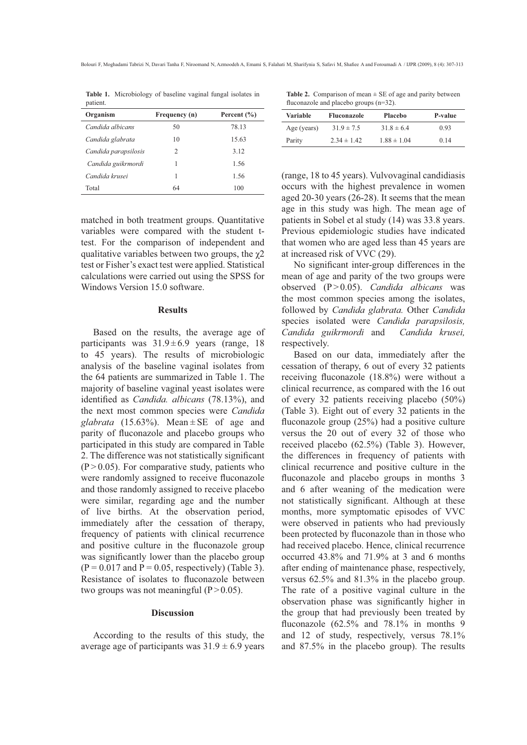**Table 1.** Microbiology of baseline vaginal fungal isolates in patient.

| Organism | Frequency (n) | Percent (%) |
|---|---|---|
| *Candida albicans* | 50 | 78.13 |
| *Candida glabrata* | 10 | 15.63 |
| *Candida parapsilosis* | 2 | 3.12 |
| *Candida guikrmordi* | 1 | 1.56 |
| *Candida krusei* | 1 | 1.56 |
| Total | 64 | 100 |

matched in both treatment groups. Quantitative variables were compared with the student t-test. For the comparison of independent and qualitative variables between two groups, the $\chi 2$ test or Fisher's exact test were applied. Statistical calculations were carried out using the SPSS for Windows Version 15.0 software.

## Results

Based on the results, the average age of participants was $31.9 \pm 6.9$ years (range, 18 to 45 years). The results of microbiologic analysis of the baseline vaginal isolates from the 64 patients are summarized in Table 1. The majority of baseline vaginal yeast isolates were identified as *Candida. albicans* (78.13%), and the next most common species were *Candida glabrata* (15.63%). Mean ± SE of age and parity of fluconazole and placebo groups who participated in this study are compared in Table 2. The difference was not statistically significant ($P > 0.05$). For comparative study, patients who were randomly assigned to receive fluconazole and those randomly assigned to receive placebo were similar, regarding age and the number of live births. At the observation period, immediately after the cessation of therapy, frequency of patients with clinical recurrence and positive culture in the fluconazole group was significantly lower than the placebo group ($P = 0.017$ and $P = 0.05$, respectively) (Table 3). Resistance of isolates to fluconazole between two groups was not meaningful ($P > 0.05$).

## Discussion

According to the results of this study, the average age of participants was $31.9 \pm 6.9$ years (range, 18 to 45 years). Vulvovaginal candidiasis occurs with the highest prevalence in women aged 20-30 years (26-28). It seems that the mean age in this study was high. The mean age of patients in Sobel et al study (14) was 33.8 years. Previous epidemiologic studies have indicated that women who are aged less than 45 years are at increased risk of VVC (29).

**Table 2.** Comparison of mean ± SE of age and parity between fluconazole and placebo groups (n=32).

| Variable | Fluconazole | Placebo | P-value |
|---|---|---|---|
| Age (years) | $31.9 \pm 7.5$ | $31.8 \pm 6.4$ | 0.93 |
| Parity | $2.34 \pm 1.42$ | $1.88 \pm 1.04$ | 0.14 |

No significant inter-group differences in the mean of age and parity of the two groups were observed ($P > 0.05$). *Candida albicans* was the most common species among the isolates, followed by *Candida glabrata.* Other *Candida* species isolated were *Candida parapsilosis, Candida guikrmordi* and *Candida krusei,* respectively.

Based on our data, immediately after the cessation of therapy, 6 out of every 32 patients receiving fluconazole (18.8%) were without a clinical recurrence, as compared with the 16 out of every 32 patients receiving placebo (50%) (Table 3). Eight out of every 32 patients in the fluconazole group (25%) had a positive culture versus the 20 out of every 32 of those who received placebo (62.5%) (Table 3). However, the differences in frequency of patients with clinical recurrence and positive culture in the fluconazole and placebo groups in months 3 and 6 after weaning of the medication were not statistically significant. Although at these months, more symptomatic episodes of VVC were observed in patients who had previously been protected by fluconazole than in those who had received placebo. Hence, clinical recurrence occurred 43.8% and 71.9% at 3 and 6 months after ending of maintenance phase, respectively, versus 62.5% and 81.3% in the placebo group. The rate of a positive vaginal culture in the observation phase was significantly higher in the group that had previously been treated by fluconazole (62.5% and 78.1% in months 9 and 12 of study, respectively, versus 78.1% and 87.5% in the placebo group). The results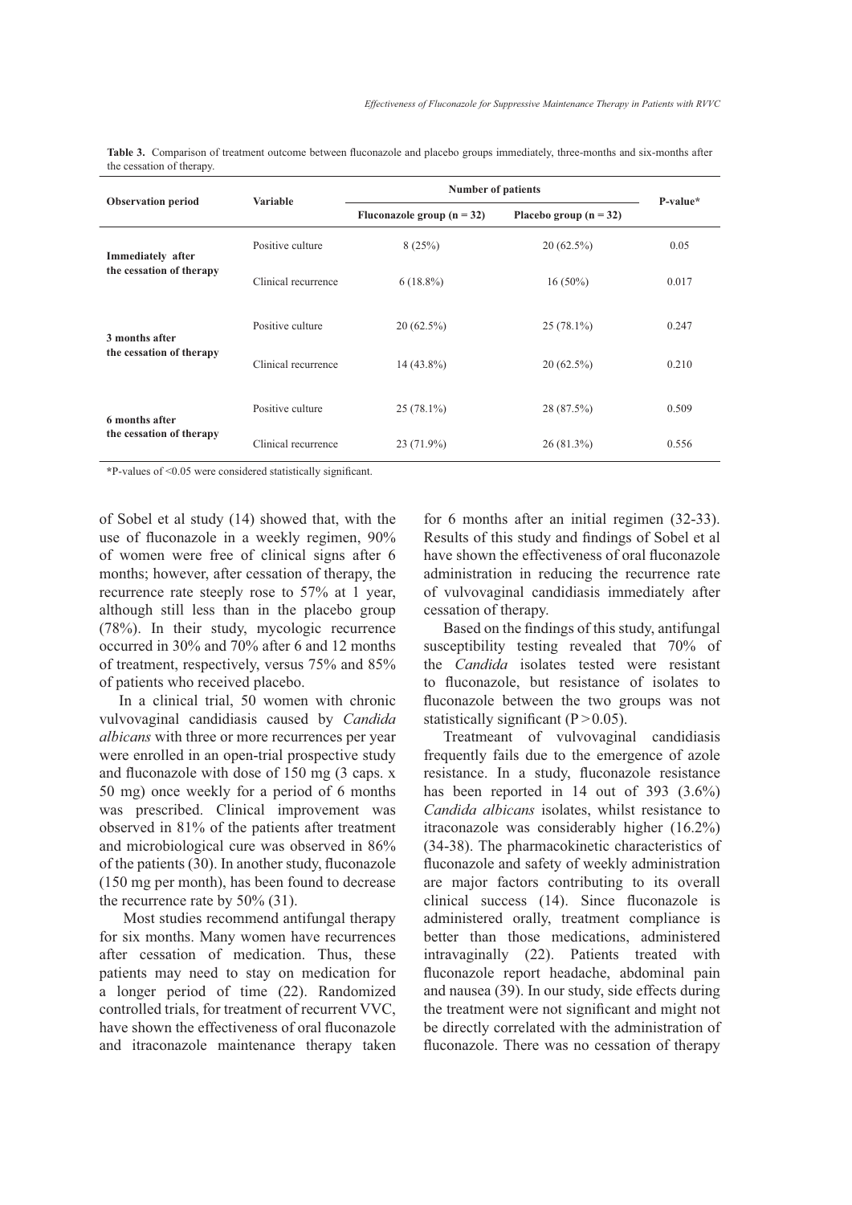**Table 3.** Comparison of treatment outcome between fluconazole and placebo groups immediately, three-months and six-months after the cessation of therapy.

| Observation period | Variable | Number of patients | | P-value* |
|---|---|---|---|---|
| | | Fluconazole group (n = 32) | Placebo group (n = 32) | |
| Immediately after the cessation of therapy | Positive culture | 8 (25%) | 20 (62.5%) | 0.05 |
| | Clinical recurrence | 6 (18.8%) | 16 (50%) | 0.017 |
| 3 months after the cessation of therapy | Positive culture | 20 (62.5%) | 25 (78.1%) | 0.247 |
| | Clinical recurrence | 14 (43.8%) | 20 (62.5%) | 0.210 |
| 6 months after the cessation of therapy | Positive culture | 25 (78.1%) | 28 (87.5%) | 0.509 |
| | Clinical recurrence | 23 (71.9%) | 26 (81.3%) | 0.556 |

*P-values of <0.05 were considered statistically significant.

of Sobel et al study (14) showed that, with the use of fluconazole in a weekly regimen, 90% of women were free of clinical signs after 6 months; however, after cessation of therapy, the recurrence rate steeply rose to 57% at 1 year, although still less than in the placebo group (78%). In their study, mycologic recurrence occurred in 30% and 70% after 6 and 12 months of treatment, respectively, versus 75% and 85% of patients who received placebo.

In a clinical trial, 50 women with chronic vulvovaginal candidiasis caused by *Candida albicans* with three or more recurrences per year were enrolled in an open-trial prospective study and fluconazole with dose of 150 mg (3 caps. x 50 mg) once weekly for a period of 6 months was prescribed. Clinical improvement was observed in 81% of the patients after treatment and microbiological cure was observed in 86% of the patients (30). In another study, fluconazole (150 mg per month), has been found to decrease the recurrence rate by 50% (31).

Most studies recommend antifungal therapy for six months. Many women have recurrences after cessation of medication. Thus, these patients may need to stay on medication for a longer period of time (22). Randomized controlled trials, for treatment of recurrent VVC, have shown the effectiveness of oral fluconazole and itraconazole maintenance therapy taken for 6 months after an initial regimen (32-33). Results of this study and findings of Sobel et al have shown the effectiveness of oral fluconazole administration in reducing the recurrence rate of vulvovaginal candidiasis immediately after cessation of therapy.

Based on the findings of this study, antifungal susceptibility testing revealed that 70% of the *Candida* isolates tested were resistant to fluconazole, but resistance of isolates to fluconazole between the two groups was not statistically significant ($P > 0.05$).

Treatmeant of vulvovaginal candidiasis frequently fails due to the emergence of azole resistance. In a study, fluconazole resistance has been reported in 14 out of 393 (3.6%) *Candida albicans* isolates, whilst resistance to itraconazole was considerably higher (16.2%) (34-38). The pharmacokinetic characteristics of fluconazole and safety of weekly administration are major factors contributing to its overall clinical success (14). Since fluconazole is administered orally, treatment compliance is better than those medications, administered intravaginally (22). Patients treated with fluconazole report headache, abdominal pain and nausea (39). In our study, side effects during the treatment were not significant and might not be directly correlated with the administration of fluconazole. There was no cessation of therapy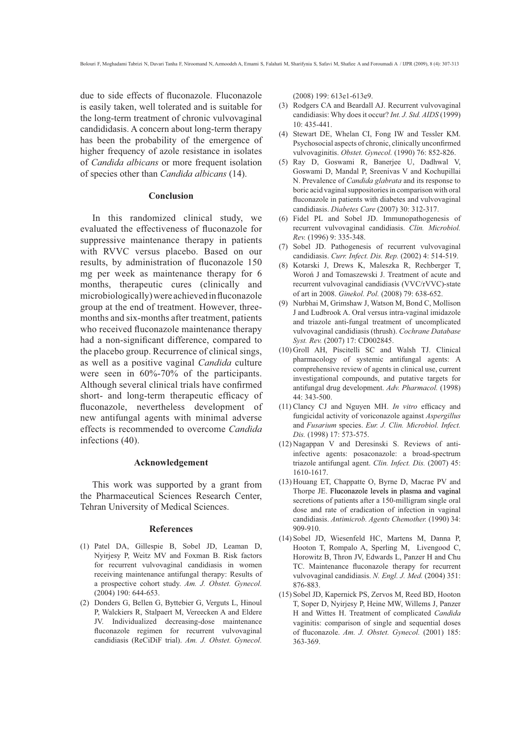due to side effects of fluconazole. Fluconazole is easily taken, well tolerated and is suitable for the long-term treatment of chronic vulvovaginal candididasis. A concern about long-term therapy has been the probability of the emergence of higher frequency of azole resistance in isolates of *Candida albicans* or more frequent isolation of species other than *Candida albicans* (14).

## Conclusion

In this randomized clinical study, we evaluated the effectiveness of fluconazole for suppressive maintenance therapy in patients with RVVC versus placebo. Based on our results, by administration of fluconazole 150 mg per week as maintenance therapy for 6 months, therapeutic cures (clinically and microbiologically) were achieved in fluconazole group at the end of treatment. However, three-months and six-months after treatment, patients who received fluconazole maintenance therapy had a non-significant difference, compared to the placebo group. Recurrence of clinical sings, as well as a positive vaginal *Candida* culture were seen in 60%-70% of the participants. Although several clinical trials have confirmed short- and long-term therapeutic efficacy of fluconazole, nevertheless development of new antifungal agents with minimal adverse effects is recommended to overcome *Candida* infections (40).

## Acknowledgement

This work was supported by a grant from the Pharmaceutical Sciences Research Center, Tehran University of Medical Sciences.

## References

(1) Patel DA, Gillespie B, Sobel JD, Leaman D, Nyirjesy P, Weitz MV and Foxman B. Risk factors for recurrent vulvovaginal candidiasis in women receiving maintenance antifungal therapy: Results of a prospective cohort study. *Am. J. Obstet. Gynecol.* (2004) 190: 644-653.

(2) Donders G, Bellen G, Byttebier G, Verguts L, Hinoul P, Walckiers R, Stalpaert M, Vereecken A and Eldere JV. Individualized decreasing-dose maintenance fluconazole regimen for recurrent vulvovaginal candidiasis (ReCiDiF trial). *Am. J. Obstet. Gynecol.* (2008) 199: 613e1-613e9.

(3) Rodgers CA and Beardall AJ. Recurrent vulvovaginal candidiasis: Why does it occur? *Int. J. Std. AIDS* (1999) 10: 435-441.

(4) Stewart DE, Whelan CI, Fong IW and Tessler KM. Psychosocial aspects of chronic, clinically unconfirmed vulvovaginitis. *Obstet. Gynecol.* (1990) 76: 852-826.

(5) Ray D, Goswami R, Banerjee U, Dadhwal V, Goswami D, Mandal P, Sreenivas V and Kochupillai N. Prevalence of *Candida glabrata* and its response to boric acid vaginal suppositories in comparison with oral fluconazole in patients with diabetes and vulvovaginal candidiasis. *Diabetes Care* (2007) 30: 312-317.

(6) Fidel PL and Sobel JD. Immunopathogenesis of recurrent vulvovaginal candidiasis. *Clin. Microbiol. Rev.* (1996) 9: 335-348.

(7) Sobel JD. Pathogenesis of recurrent vulvovaginal candidiasis. *Curr. Infect. Dis. Rep.* (2002) 4: 514-519.

(8) Kotarski J, Drews K, Maleszka R, Rechberger T, Woroń J and Tomaszewski J. Treatment of acute and recurrent vulvovaginal candidiasis (VVC/rVVC)-state of art in 2008. *Ginekol. Pol.* (2008) 79: 638-652.

(9) Nurbhai M, Grimshaw J, Watson M, Bond C, Mollison J and Ludbrook A. Oral versus intra-vaginal imidazole and triazole anti-fungal treatment of uncomplicated vulvovaginal candidiasis (thrush). *Cochrane Database Syst. Rev.* (2007) 17: CD002845.

(10) Groll AH, Piscitelli SC and Walsh TJ. Clinical pharmacology of systemic antifungal agents: A comprehensive review of agents in clinical use, current investigational compounds, and putative targets for antifungal drug development. *Adv. Pharmacol.* (1998) 44: 343-500.

(11) Clancy CJ and Nguyen MH. *In vitro* efficacy and fungicidal activity of voriconazole against *Aspergillus* and *Fusarium* species. *Eur. J. Clin. Microbiol. Infect. Dis.* (1998) 17: 573-575.

(12) Nagappan V and Deresinski S. Reviews of anti-infective agents: posaconazole: a broad-spectrum triazole antifungal agent. *Clin. Infect. Dis.* (2007) 45: 1610-1617.

(13) Houang ET, Chappatte O, Byrne D, Macrae PV and Thorpe JE. Fluconazole levels in plasma and vaginal secretions of patients after a 150-milligram single oral dose and rate of eradication of infection in vaginal candidiasis. *Antimicrob. Agents Chemother.* (1990) 34: 909-910.

(14) Sobel JD, Wiesenfeld HC, Martens M, Danna P, Hooton T, Rompalo A, Sperling M, Livengood C, Horowitz B, Thron JV, Edwards L, Panzer H and Chu TC. Maintenance fluconazole therapy for recurrent vulvovaginal candidiasis. *N. Engl. J. Med.* (2004) 351: 876-883.

(15) Sobel JD, Kapernick PS, Zervos M, Reed BD, Hooton T, Soper D, Nyirjesy P, Heine MW, Willems J, Panzer H and Wittes H. Treatment of complicated *Candida* vaginitis: comparison of single and sequential doses of fluconazole. *Am. J. Obstet. Gynecol.* (2001) 185: 363-369.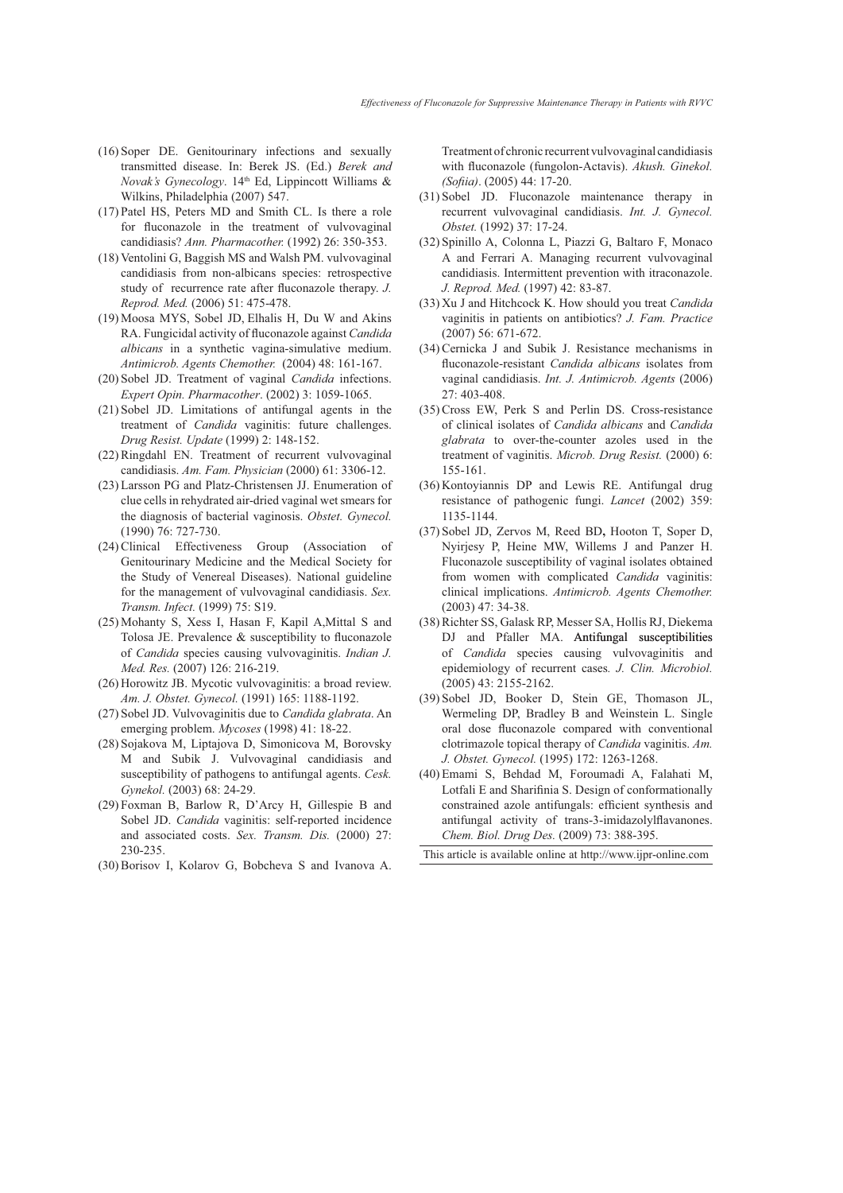(16) Soper DE. Genitourinary infections and sexually transmitted disease. In: Berek JS. (Ed.) *Berek and Novak's Gynecology*. 14th Ed, Lippincott Williams & Wilkins, Philadelphia (2007) 547.

(17) Patel HS, Peters MD and Smith CL. Is there a role for fluconazole in the treatment of vulvovaginal candidiasis? *Ann. Pharmacother.* (1992) 26: 350-353.

(18) Ventolini G, Baggish MS and Walsh PM. vulvovaginal candidiasis from non-albicans species: retrospective study of recurrence rate after fluconazole therapy. *J. Reprod. Med.* (2006) 51: 475-478.

(19) Moosa MYS, Sobel JD, Elhalis H, Du W and Akins RA. Fungicidal activity of fluconazole against *Candida albicans* in a synthetic vagina-simulative medium. *Antimicrob. Agents Chemother.* (2004) 48: 161-167.

(20) Sobel JD. Treatment of vaginal *Candida* infections. *Expert Opin. Pharmacother*. (2002) 3: 1059-1065.

(21) Sobel JD. Limitations of antifungal agents in the treatment of *Candida* vaginitis: future challenges. *Drug Resist. Update* (1999) 2: 148-152.

(22) Ringdahl EN. Treatment of recurrent vulvovaginal candidiasis. *Am. Fam. Physician* (2000) 61: 3306-12.

(23) Larsson PG and Platz-Christensen JJ. Enumeration of clue cells in rehydrated air-dried vaginal wet smears for the diagnosis of bacterial vaginosis. *Obstet. Gynecol.* (1990) 76: 727-730.

(24) Clinical Effectiveness Group (Association of Genitourinary Medicine and the Medical Society for the Study of Venereal Diseases). National guideline for the management of vulvovaginal candidiasis. *Sex. Transm. Infect.* (1999) 75: S19.

(25) Mohanty S, Xess I, Hasan F, Kapil A,Mittal S and Tolosa JE. Prevalence & susceptibility to fluconazole of *Candida* species causing vulvovaginitis. *Indian J. Med. Res.* (2007) 126: 216-219.

(26) Horowitz JB. Mycotic vulvovaginitis: a broad review. *Am. J. Obstet. Gynecol.* (1991) 165: 1188-1192.

(27) Sobel JD. Vulvovaginitis due to *Candida glabrata*. An emerging problem. *Mycoses* (1998) 41: 18-22.

(28) Sojakova M, Liptajova D, Simonicova M, Borovsky M and Subik J. Vulvovaginal candidiasis and susceptibility of pathogens to antifungal agents. *Cesk. Gynekol.* (2003) 68: 24-29.

(29) Foxman B, Barlow R, D'Arcy H, Gillespie B and Sobel JD. *Candida* vaginitis: self-reported incidence and associated costs. *Sex. Transm. Dis.* (2000) 27: 230-235.

(30) Borisov I, Kolarov G, Bobcheva S and Ivanova A. Treatment of chronic recurrent vulvovaginal candidiasis with fluconazole (fungolon-Actavis). *Akush. Ginekol. (Sofiia)*. (2005) 44: 17-20.

(31) Sobel JD. Fluconazole maintenance therapy in recurrent vulvovaginal candidiasis. *Int. J. Gynecol. Obstet.* (1992) 37: 17-24.

(32) Spinillo A, Colonna L, Piazzi G, Baltaro F, Monaco A and Ferrari A. Managing recurrent vulvovaginal candidiasis. Intermittent prevention with itraconazole. *J. Reprod. Med.* (1997) 42: 83-87.

(33) Xu J and Hitchcock K. How should you treat *Candida* vaginitis in patients on antibiotics? *J. Fam. Practice* (2007) 56: 671-672.

(34) Cernicka J and Subik J. Resistance mechanisms in fluconazole-resistant *Candida albicans* isolates from vaginal candidiasis. *Int. J. Antimicrob. Agents* (2006) 27: 403-408.

(35) Cross EW, Perk S and Perlin DS. Cross-resistance of clinical isolates of *Candida albicans* and *Candida glabrata* to over-the-counter azoles used in the treatment of vaginitis. *Microb. Drug Resist.* (2000) 6: 155-161.

(36) Kontoyiannis DP and Lewis RE. Antifungal drug resistance of pathogenic fungi. *Lancet* (2002) 359: 1135-1144.

(37) Sobel JD, Zervos M, Reed BD**,** Hooton T, Soper D, Nyirjesy P, Heine MW, Willems J and Panzer H. Fluconazole susceptibility of vaginal isolates obtained from women with complicated *Candida* vaginitis: clinical implications. *Antimicrob. Agents Chemother.* (2003) 47: 34-38.

(38) Richter SS, Galask RP, Messer SA, Hollis RJ, Diekema DJ and Pfaller MA. Antifungal susceptibilities of *Candida* species causing vulvovaginitis and epidemiology of recurrent cases*. J. Clin. Microbiol.* (2005) 43: 2155-2162.

(39) Sobel JD, Booker D, Stein GE, Thomason JL, Wermeling DP, Bradley B and Weinstein L. Single oral dose fluconazole compared with conventional clotrimazole topical therapy of *Candida* vaginitis. *Am. J. Obstet. Gynecol.* (1995) 172: 1263-1268.

(40) Emami S, Behdad M, Foroumadi A, Falahati M, Lotfali E and Sharifinia S. Design of conformationally constrained azole antifungals: efficient synthesis and antifungal activity of trans-3-imidazolylflavanones. *Chem. Biol. Drug Des.* (2009) 73: 388-395.

This article is available online at http://www.ijpr-online.com